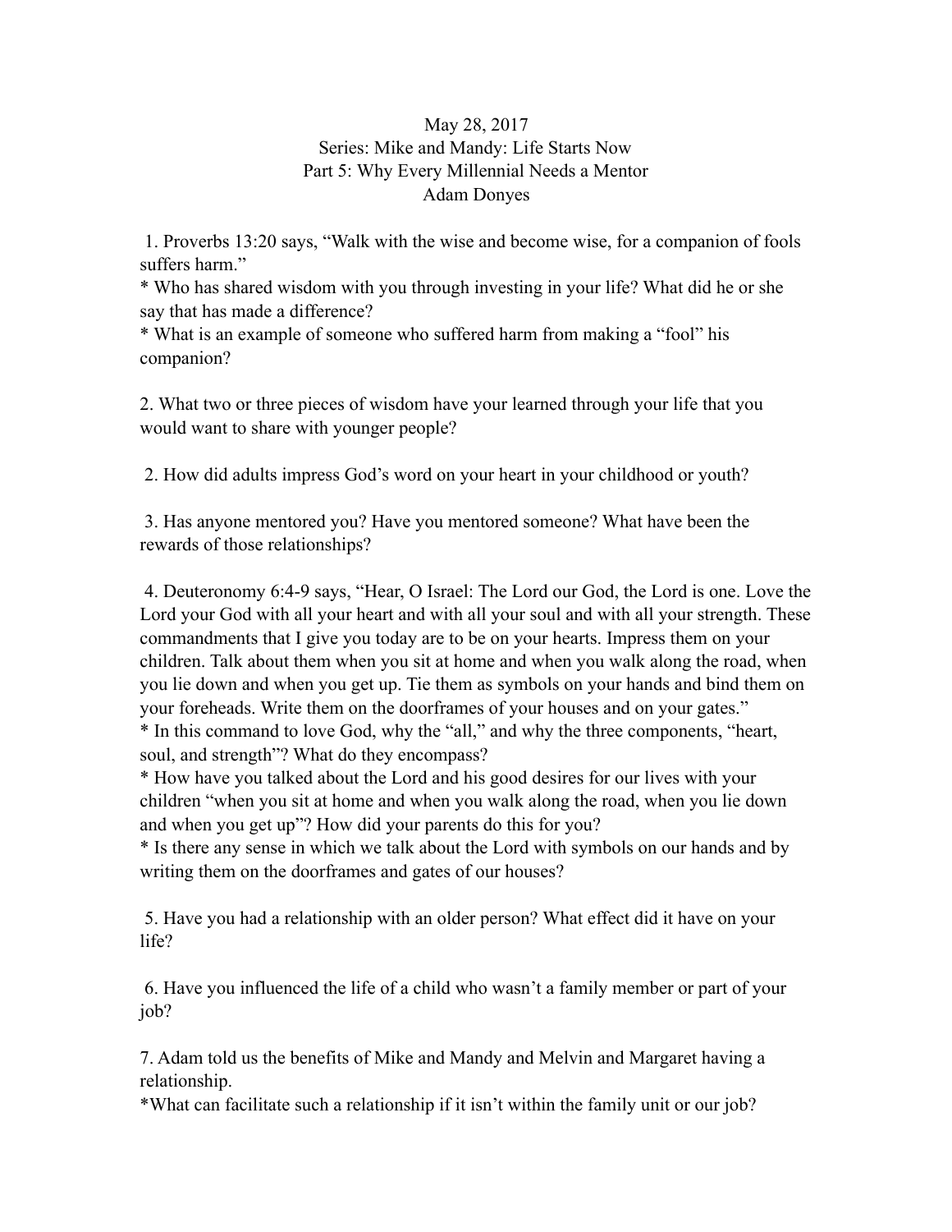May 28, 2017

Series: Mike and Mandy: Life Starts Now

Part 5: Why Every Millennial Needs a Mentor

Adam Donyes

1. Proverbs 13:20 says, "Walk with the wise and become wise, for a companion of fools suffers harm."

* Who has shared wisdom with you through investing in your life? What did he or she say that has made a difference?
* What is an example of someone who suffered harm from making a "fool" his companion?

2. What two or three pieces of wisdom have your learned through your life that you would want to share with younger people?

2. How did adults impress God's word on your heart in your childhood or youth?

3. Has anyone mentored you? Have you mentored someone? What have been the rewards of those relationships?

4. Deuteronomy 6:4-9 says, "Hear, O Israel: The Lord our God, the Lord is one. Love the Lord your God with all your heart and with all your soul and with all your strength. These commandments that I give you today are to be on your hearts. Impress them on your children. Talk about them when you sit at home and when you walk along the road, when you lie down and when you get up. Tie them as symbols on your hands and bind them on your foreheads. Write them on the doorframes of your houses and on your gates."

* In this command to love God, why the "all," and why the three components, "heart, soul, and strength"? What do they encompass?
* How have you talked about the Lord and his good desires for our lives with your children "when you sit at home and when you walk along the road, when you lie down and when you get up"? How did your parents do this for you?
* Is there any sense in which we talk about the Lord with symbols on our hands and by writing them on the doorframes and gates of our houses?

5. Have you had a relationship with an older person? What effect did it have on your life?

6. Have you influenced the life of a child who wasn't a family member or part of your job?

7. Adam told us the benefits of Mike and Mandy and Melvin and Margaret having a relationship.

*What can facilitate such a relationship if it isn't within the family unit or our job?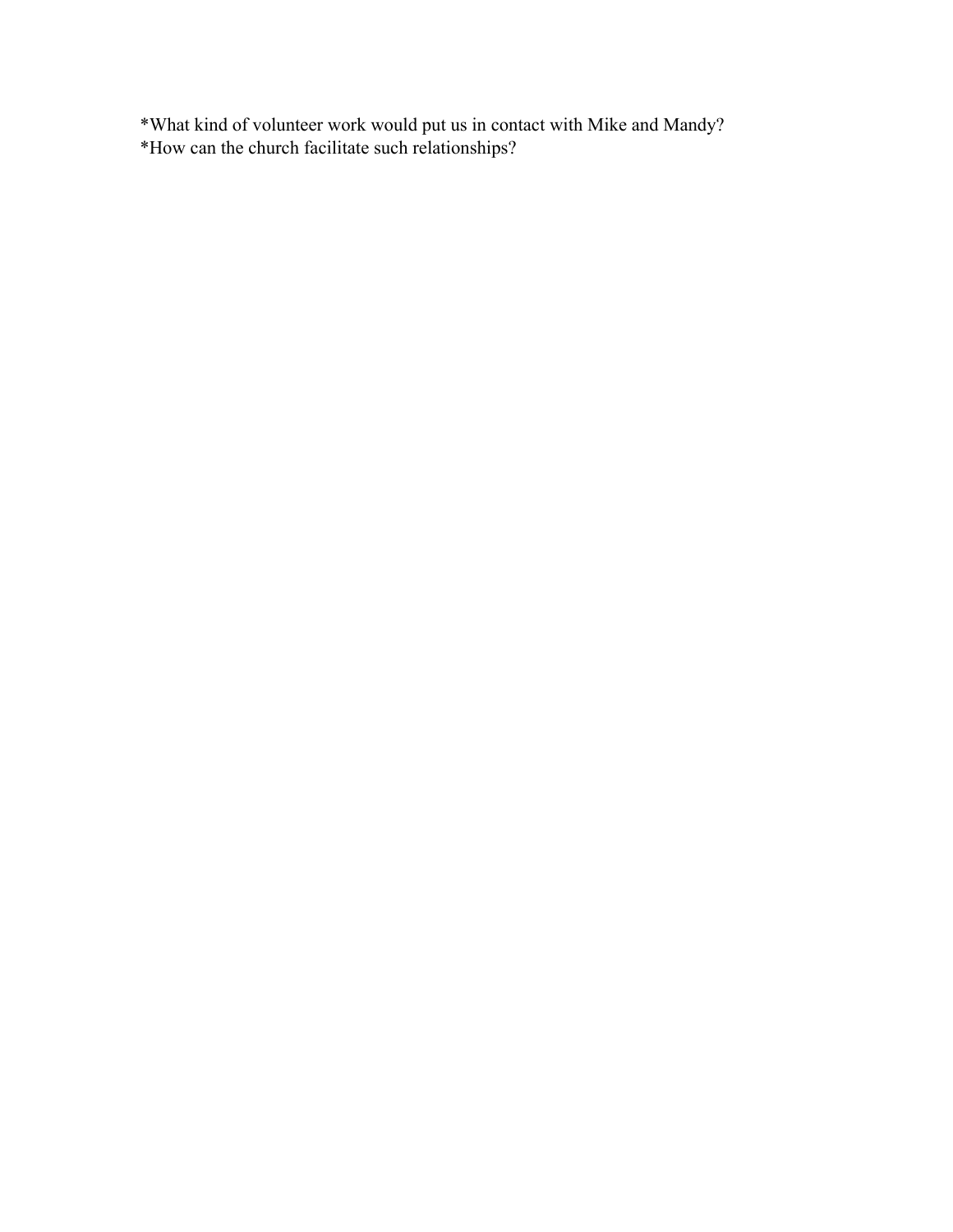*What kind of volunteer work would put us in contact with Mike and Mandy?
*How can the church facilitate such relationships?